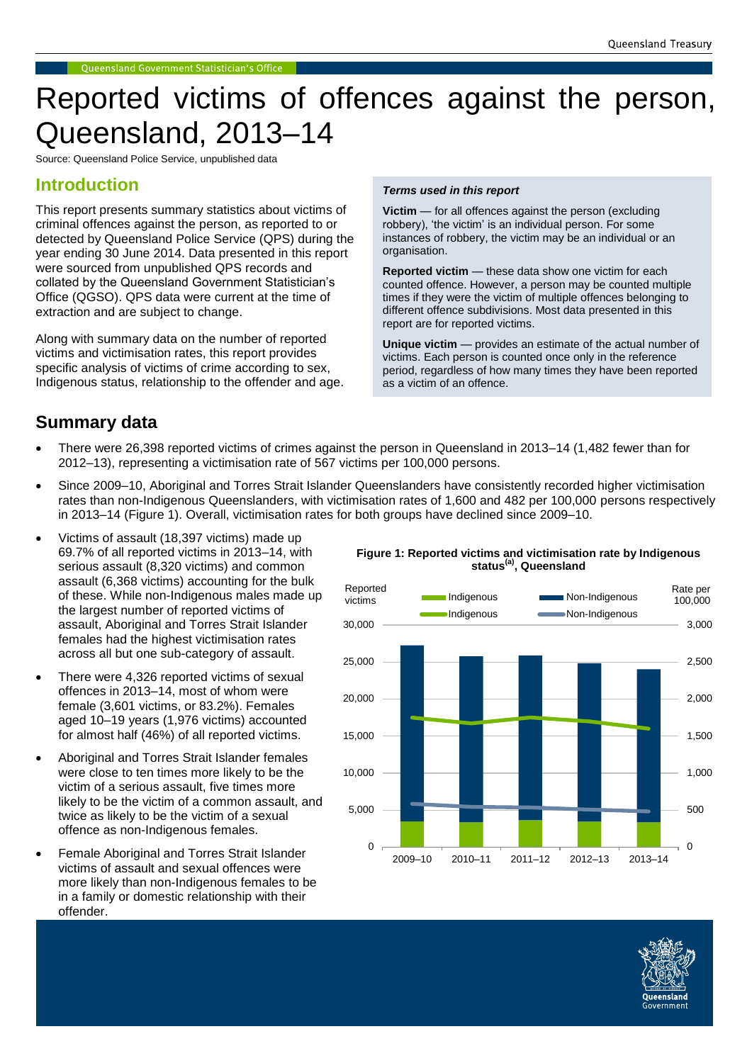# Reported victims of offences against the person, Queensland, 2013–14

Source: Queensland Police Service, unpublished data

## Introduction

This report presents summary statistics about victims of criminal offences against the person, as reported to or detected by Queensland Police Service (QPS) during the year ending 30 June 2014. Data presented in this report were sourced from unpublished QPS records and collated by the Queensland Government Statistician's Office (QGSO). QPS data were current at the time of extraction and are subject to change.

Along with summary data on the number of reported victims and victimisation rates, this report provides specific analysis of victims of crime according to sex, Indigenous status, relationship to the offender and age.

***Terms used in this report***

**Victim** — for all offences against the person (excluding robbery), 'the victim' is an individual person. For some instances of robbery, the victim may be an individual or an organisation.

**Reported victim** — these data show one victim for each counted offence. However, a person may be counted multiple times if they were the victim of multiple offences belonging to different offence subdivisions. Most data presented in this report are for reported victims.

**Unique victim** — provides an estimate of the actual number of victims. Each person is counted once only in the reference period, regardless of how many times they have been reported as a victim of an offence.

## Summary data

- There were 26,398 reported victims of crimes against the person in Queensland in 2013–14 (1,482 fewer than for 2012–13), representing a victimisation rate of 567 victims per 100,000 persons.
- Since 2009–10, Aboriginal and Torres Strait Islander Queenslanders have consistently recorded higher victimisation rates than non-Indigenous Queenslanders, with victimisation rates of 1,600 and 482 per 100,000 persons respectively in 2013–14 (Figure 1). Overall, victimisation rates for both groups have declined since 2009–10.
- Victims of assault (18,397 victims) made up 69.7% of all reported victims in 2013–14, with serious assault (8,320 victims) and common assault (6,368 victims) accounting for the bulk of these. While non-Indigenous males made up the largest number of reported victims of assault, Aboriginal and Torres Strait Islander females had the highest victimisation rates across all but one sub-category of assault.
- There were 4,326 reported victims of sexual offences in 2013–14, most of whom were female (3,601 victims, or 83.2%). Females aged 10–19 years (1,976 victims) accounted for almost half (46%) of all reported victims.
- Aboriginal and Torres Strait Islander females were close to ten times more likely to be the victim of a serious assault, five times more likely to be the victim of a common assault, and twice as likely to be the victim of a sexual offence as non-Indigenous females.
- Female Aboriginal and Torres Strait Islander victims of assault and sexual offences were more likely than non-Indigenous females to be in a family or domestic relationship with their offender.

**Figure 1: Reported victims and victimisation rate by Indigenous status[(a)], Queensland**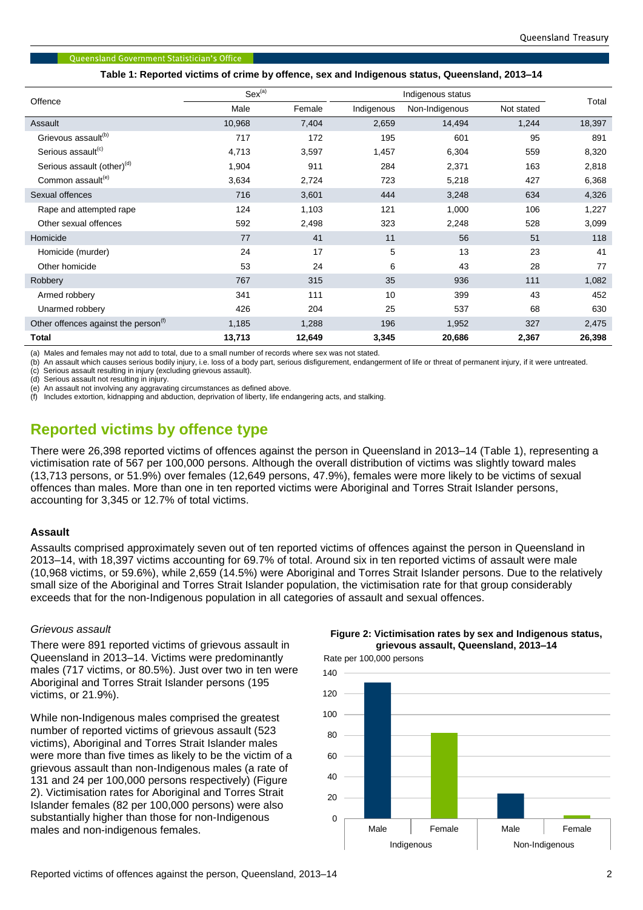**Table 1: Reported victims of crime by offence, sex and Indigenous status, Queensland, 2013–14**

| Offence | Sex[(a)] | | Indigenous status | | | Total |
|---|---|---|---|---|---|---|
| | Male | Female | Indigenous | Non-Indigenous | Not stated | |
| Assault | 10,968 | 7,404 | 2,659 | 14,494 | 1,244 | 18,397 |
| Grievous assault[(b)] | 717 | 172 | 195 | 601 | 95 | 891 |
| Serious assault[(c)] | 4,713 | 3,597 | 1,457 | 6,304 | 559 | 8,320 |
| Serious assault (other)[(d)] | 1,904 | 911 | 284 | 2,371 | 163 | 2,818 |
| Common assault[(e)] | 3,634 | 2,724 | 723 | 5,218 | 427 | 6,368 |
| Sexual offences | 716 | 3,601 | 444 | 3,248 | 634 | 4,326 |
| Rape and attempted rape | 124 | 1,103 | 121 | 1,000 | 106 | 1,227 |
| Other sexual offences | 592 | 2,498 | 323 | 2,248 | 528 | 3,099 |
| Homicide | 77 | 41 | 11 | 56 | 51 | 118 |
| Homicide (murder) | 24 | 17 | 5 | 13 | 23 | 41 |
| Other homicide | 53 | 24 | 6 | 43 | 28 | 77 |
| Robbery | 767 | 315 | 35 | 936 | 111 | 1,082 |
| Armed robbery | 341 | 111 | 10 | 399 | 43 | 452 |
| Unarmed robbery | 426 | 204 | 25 | 537 | 68 | 630 |
| Other offences against the person[(f)] | 1,185 | 1,288 | 196 | 1,952 | 327 | 2,475 |
| **Total** | **13,713** | **12,649** | **3,345** | **20,686** | **2,367** | **26,398** |

(a) Males and females may not add to total, due to a small number of records where sex was not stated.
(b) An assault which causes serious bodily injury, i.e. loss of a body part, serious disfigurement, endangerment of life or threat of permanent injury, if it were untreated.
(c) Serious assault resulting in injury (excluding grievous assault).
(d) Serious assault not resulting in injury.
(e) An assault not involving any aggravating circumstances as defined above.
(f) Includes extortion, kidnapping and abduction, deprivation of liberty, life endangering acts, and stalking.

## Reported victims by offence type

There were 26,398 reported victims of offences against the person in Queensland in 2013–14 (Table 1), representing a victimisation rate of 567 per 100,000 persons. Although the overall distribution of victims was slightly toward males (13,713 persons, or 51.9%) over females (12,649 persons, 47.9%), females were more likely to be victims of sexual offences than males. More than one in ten reported victims were Aboriginal and Torres Strait Islander persons, accounting for 3,345 or 12.7% of total victims.

### Assault

Assaults comprised approximately seven out of ten reported victims of offences against the person in Queensland in 2013–14, with 18,397 victims accounting for 69.7% of total. Around six in ten reported victims of assault were male (10,968 victims, or 59.6%), while 2,659 (14.5%) were Aboriginal and Torres Strait Islander persons. Due to the relatively small size of the Aboriginal and Torres Strait Islander population, the victimisation rate for that group considerably exceeds that for the non-Indigenous population in all categories of assault and sexual offences.

*Grievous assault*

There were 891 reported victims of grievous assault in Queensland in 2013–14. Victims were predominantly males (717 victims, or 80.5%). Just over two in ten were Aboriginal and Torres Strait Islander persons (195 victims, or 21.9%).

While non-Indigenous males comprised the greatest number of reported victims of grievous assault (523 victims), Aboriginal and Torres Strait Islander males were more than five times as likely to be the victim of a grievous assault than non-Indigenous males (a rate of 131 and 24 per 100,000 persons respectively) (Figure 2). Victimisation rates for Aboriginal and Torres Strait Islander females (82 per 100,000 persons) were also substantially higher than those for non-Indigenous males and non-indigenous females.

**Figure 2: Victimisation rates by sex and Indigenous status, grievous assault, Queensland, 2013–14**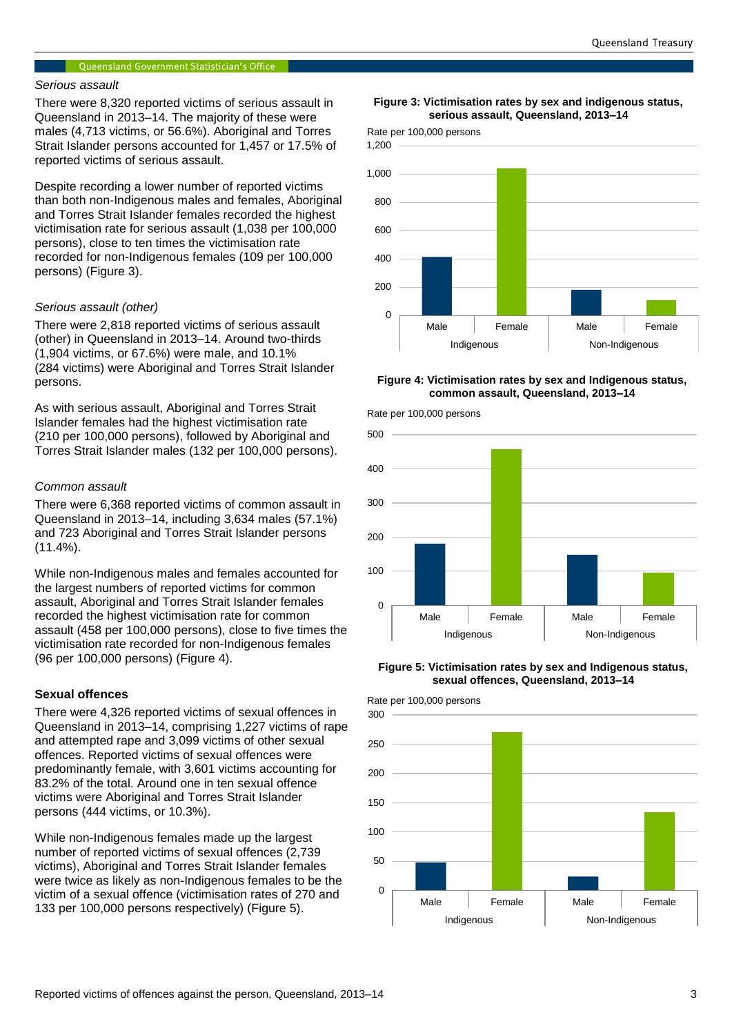*Serious assault*

There were 8,320 reported victims of serious assault in Queensland in 2013–14. The majority of these were males (4,713 victims, or 56.6%). Aboriginal and Torres Strait Islander persons accounted for 1,457 or 17.5% of reported victims of serious assault.

Despite recording a lower number of reported victims than both non-Indigenous males and females, Aboriginal and Torres Strait Islander females recorded the highest victimisation rate for serious assault (1,038 per 100,000 persons), close to ten times the victimisation rate recorded for non-Indigenous females (109 per 100,000 persons) (Figure 3).

*Serious assault (other)*

There were 2,818 reported victims of serious assault (other) in Queensland in 2013–14. Around two-thirds (1,904 victims, or 67.6%) were male, and 10.1% (284 victims) were Aboriginal and Torres Strait Islander persons.

As with serious assault, Aboriginal and Torres Strait Islander females had the highest victimisation rate (210 per 100,000 persons), followed by Aboriginal and Torres Strait Islander males (132 per 100,000 persons).

*Common assault*

There were 6,368 reported victims of common assault in Queensland in 2013–14, including 3,634 males (57.1%) and 723 Aboriginal and Torres Strait Islander persons (11.4%).

While non-Indigenous males and females accounted for the largest numbers of reported victims for common assault, Aboriginal and Torres Strait Islander females recorded the highest victimisation rate for common assault (458 per 100,000 persons), close to five times the victimisation rate recorded for non-Indigenous females (96 per 100,000 persons) (Figure 4).

**Sexual offences**

There were 4,326 reported victims of sexual offences in Queensland in 2013–14, comprising 1,227 victims of rape and attempted rape and 3,099 victims of other sexual offences. Reported victims of sexual offences were predominantly female, with 3,601 victims accounting for 83.2% of the total. Around one in ten sexual offence victims were Aboriginal and Torres Strait Islander persons (444 victims, or 10.3%).

While non-Indigenous females made up the largest number of reported victims of sexual offences (2,739 victims), Aboriginal and Torres Strait Islander females were twice as likely as non-Indigenous females to be the victim of a sexual offence (victimisation rates of 270 and 133 per 100,000 persons respectively) (Figure 5).

**Figure 3: Victimisation rates by sex and indigenous status, serious assault, Queensland, 2013–14**

**Figure 4: Victimisation rates by sex and Indigenous status, common assault, Queensland, 2013–14**

**Figure 5: Victimisation rates by sex and Indigenous status, sexual offences, Queensland, 2013–14**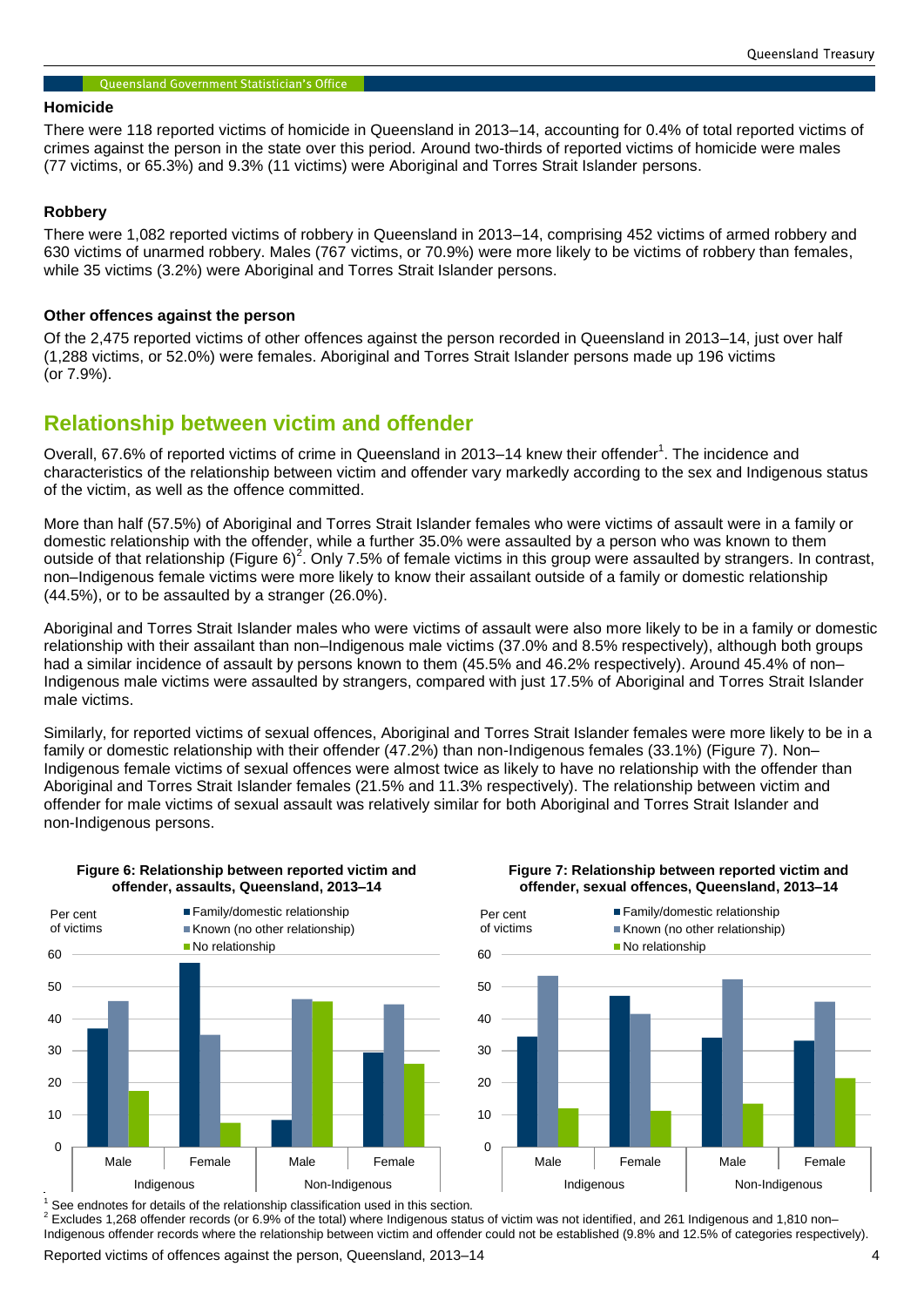### Homicide

There were 118 reported victims of homicide in Queensland in 2013–14, accounting for 0.4% of total reported victims of crimes against the person in the state over this period. Around two-thirds of reported victims of homicide were males (77 victims, or 65.3%) and 9.3% (11 victims) were Aboriginal and Torres Strait Islander persons.

### Robbery

There were 1,082 reported victims of robbery in Queensland in 2013–14, comprising 452 victims of armed robbery and 630 victims of unarmed robbery. Males (767 victims, or 70.9%) were more likely to be victims of robbery than females, while 35 victims (3.2%) were Aboriginal and Torres Strait Islander persons.

### Other offences against the person

Of the 2,475 reported victims of other offences against the person recorded in Queensland in 2013–14, just over half (1,288 victims, or 52.0%) were females. Aboriginal and Torres Strait Islander persons made up 196 victims (or 7.9%).

## Relationship between victim and offender

Overall, 67.6% of reported victims of crime in Queensland in 2013–14 knew their offender[1]. The incidence and characteristics of the relationship between victim and offender vary markedly according to the sex and Indigenous status of the victim, as well as the offence committed.

More than half (57.5%) of Aboriginal and Torres Strait Islander females who were victims of assault were in a family or domestic relationship with the offender, while a further 35.0% were assaulted by a person who was known to them outside of that relationship (Figure 6)[2]. Only 7.5% of female victims in this group were assaulted by strangers. In contrast, non–Indigenous female victims were more likely to know their assailant outside of a family or domestic relationship (44.5%), or to be assaulted by a stranger (26.0%).

Aboriginal and Torres Strait Islander males who were victims of assault were also more likely to be in a family or domestic relationship with their assailant than non–Indigenous male victims (37.0% and 8.5% respectively), although both groups had a similar incidence of assault by persons known to them (45.5% and 46.2% respectively). Around 45.4% of non–Indigenous male victims were assaulted by strangers, compared with just 17.5% of Aboriginal and Torres Strait Islander male victims.

Similarly, for reported victims of sexual offences, Aboriginal and Torres Strait Islander females were more likely to be in a family or domestic relationship with their offender (47.2%) than non-Indigenous females (33.1%) (Figure 7). Non–Indigenous female victims of sexual offences were almost twice as likely to have no relationship with the offender than Aboriginal and Torres Strait Islander females (21.5% and 11.3% respectively). The relationship between victim and offender for male victims of sexual assault was relatively similar for both Aboriginal and Torres Strait Islander and non-Indigenous persons.

**Figure 6: Relationship between reported victim and offender, assaults, Queensland, 2013–14**

**Figure 7: Relationship between reported victim and offender, sexual offences, Queensland, 2013–14**

[1] See endnotes for details of the relationship classification used in this section.
[2] Excludes 1,268 offender records (or 6.9% of the total) where Indigenous status of victim was not identified, and 261 Indigenous and 1,810 non–Indigenous offender records where the relationship between victim and offender could not be established (9.8% and 12.5% of categories respectively).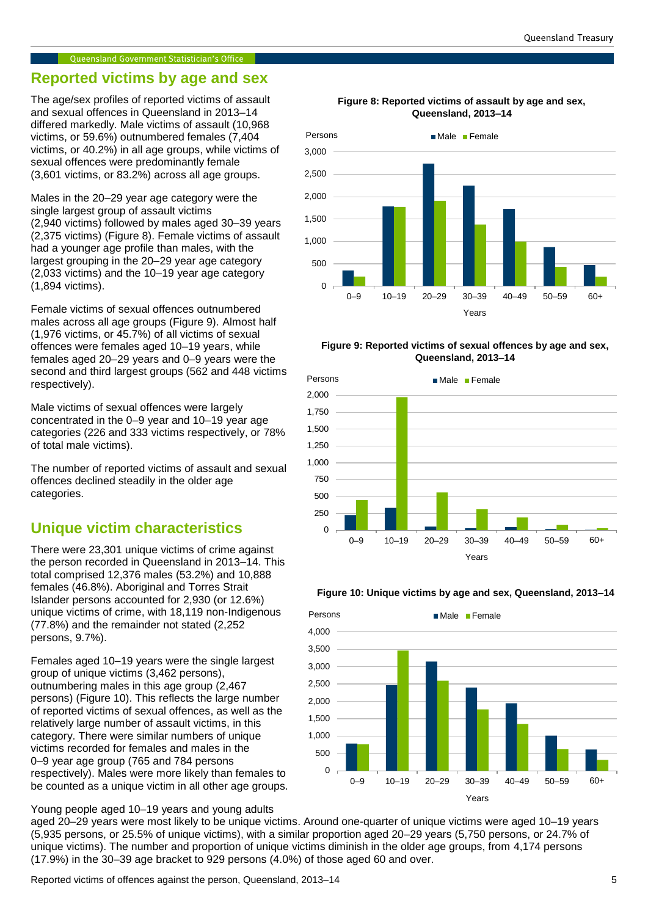## Reported victims by age and sex

The age/sex profiles of reported victims of assault and sexual offences in Queensland in 2013–14 differed markedly. Male victims of assault (10,968 victims, or 59.6%) outnumbered females (7,404 victims, or 40.2%) in all age groups, while victims of sexual offences were predominantly female (3,601 victims, or 83.2%) across all age groups.

Males in the 20–29 year age category were the single largest group of assault victims (2,940 victims) followed by males aged 30–39 years (2,375 victims) (Figure 8). Female victims of assault had a younger age profile than males, with the largest grouping in the 20–29 year age category (2,033 victims) and the 10–19 year age category (1,894 victims).

Female victims of sexual offences outnumbered males across all age groups (Figure 9). Almost half (1,976 victims, or 45.7%) of all victims of sexual offences were females aged 10–19 years, while females aged 20–29 years and 0–9 years were the second and third largest groups (562 and 448 victims respectively).

Male victims of sexual offences were largely concentrated in the 0–9 year and 10–19 year age categories (226 and 333 victims respectively, or 78% of total male victims).

The number of reported victims of assault and sexual offences declined steadily in the older age categories.

**Figure 8: Reported victims of assault by age and sex, Queensland, 2013–14**

**Figure 9: Reported victims of sexual offences by age and sex, Queensland, 2013–14**

## Unique victim characteristics

There were 23,301 unique victims of crime against the person recorded in Queensland in 2013–14. This total comprised 12,376 males (53.2%) and 10,888 females (46.8%). Aboriginal and Torres Strait Islander persons accounted for 2,930 (or 12.6%) unique victims of crime, with 18,119 non-Indigenous (77.8%) and the remainder not stated (2,252 persons, 9.7%).

Females aged 10–19 years were the single largest group of unique victims (3,462 persons), outnumbering males in this age group (2,467 persons) (Figure 10). This reflects the large number of reported victims of sexual offences, as well as the relatively large number of assault victims, in this category. There were similar numbers of unique victims recorded for females and males in the 0–9 year age group (765 and 784 persons respectively). Males were more likely than females to be counted as a unique victim in all other age groups.

**Figure 10: Unique victims by age and sex, Queensland, 2013–14**

Young people aged 10–19 years and young adults aged 20–29 years were most likely to be unique victims. Around one-quarter of unique victims were aged 10–19 years (5,935 persons, or 25.5% of unique victims), with a similar proportion aged 20–29 years (5,750 persons, or 24.7% of unique victims). The number and proportion of unique victims diminish in the older age groups, from 4,174 persons (17.9%) in the 30–39 age bracket to 929 persons (4.0%) of those aged 60 and over.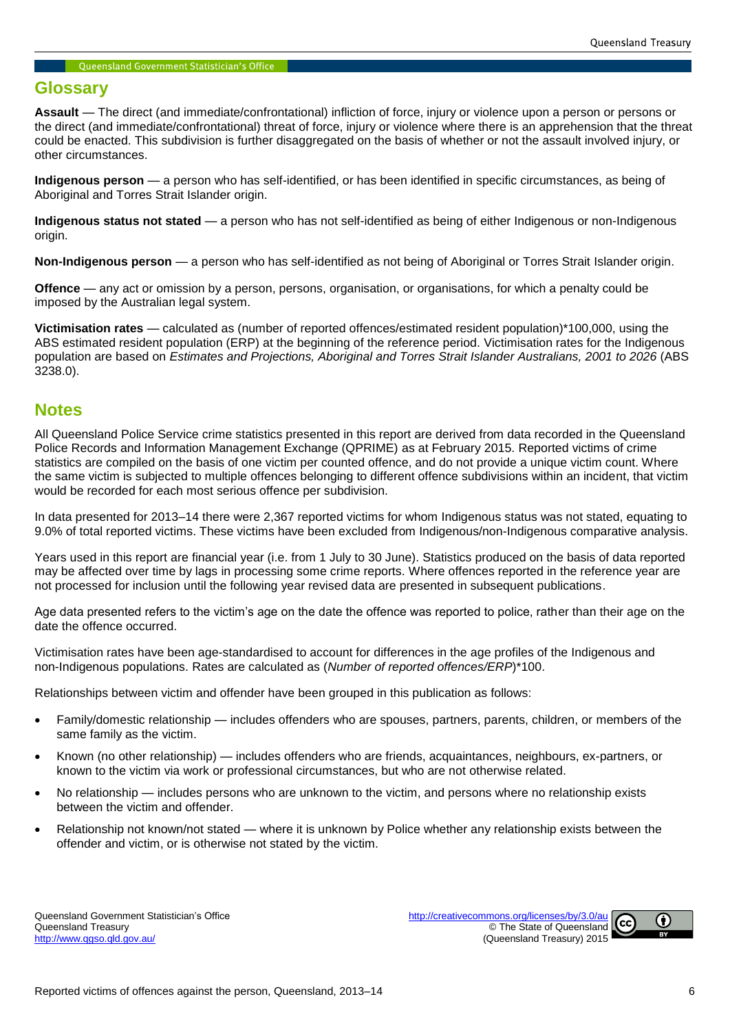## Glossary

**Assault** — The direct (and immediate/confrontational) infliction of force, injury or violence upon a person or persons or the direct (and immediate/confrontational) threat of force, injury or violence where there is an apprehension that the threat could be enacted. This subdivision is further disaggregated on the basis of whether or not the assault involved injury, or other circumstances.

**Indigenous person** — a person who has self-identified, or has been identified in specific circumstances, as being of Aboriginal and Torres Strait Islander origin.

**Indigenous status not stated** — a person who has not self-identified as being of either Indigenous or non-Indigenous origin.

**Non-Indigenous person** — a person who has self-identified as not being of Aboriginal or Torres Strait Islander origin.

**Offence** — any act or omission by a person, persons, organisation, or organisations, for which a penalty could be imposed by the Australian legal system.

**Victimisation rates** — calculated as (number of reported offences/estimated resident population)*100,000, using the ABS estimated resident population (ERP) at the beginning of the reference period. Victimisation rates for the Indigenous population are based on *Estimates and Projections, Aboriginal and Torres Strait Islander Australians, 2001 to 2026* (ABS 3238.0).

## Notes

All Queensland Police Service crime statistics presented in this report are derived from data recorded in the Queensland Police Records and Information Management Exchange (QPRIME) as at February 2015. Reported victims of crime statistics are compiled on the basis of one victim per counted offence, and do not provide a unique victim count. Where the same victim is subjected to multiple offences belonging to different offence subdivisions within an incident, that victim would be recorded for each most serious offence per subdivision.

In data presented for 2013–14 there were 2,367 reported victims for whom Indigenous status was not stated, equating to 9.0% of total reported victims. These victims have been excluded from Indigenous/non-Indigenous comparative analysis.

Years used in this report are financial year (i.e. from 1 July to 30 June). Statistics produced on the basis of data reported may be affected over time by lags in processing some crime reports. Where offences reported in the reference year are not processed for inclusion until the following year revised data are presented in subsequent publications.

Age data presented refers to the victim's age on the date the offence was reported to police, rather than their age on the date the offence occurred.

Victimisation rates have been age-standardised to account for differences in the age profiles of the Indigenous and non-Indigenous populations. Rates are calculated as (*Number of reported offences/ERP*)*100.

Relationships between victim and offender have been grouped in this publication as follows:

- Family/domestic relationship — includes offenders who are spouses, partners, parents, children, or members of the same family as the victim.
- Known (no other relationship) — includes offenders who are friends, acquaintances, neighbours, ex-partners, or known to the victim via work or professional circumstances, but who are not otherwise related.
- No relationship — includes persons who are unknown to the victim, and persons where no relationship exists between the victim and offender.
- Relationship not known/not stated — where it is unknown by Police whether any relationship exists between the offender and victim, or is otherwise not stated by the victim.

Queensland Government Statistician's Office
Queensland Treasury
http://www.qgso.qld.gov.au/

http://creativecommons.org/licenses/by/3.0/au
© The State of Queensland
(Queensland Treasury) 2015